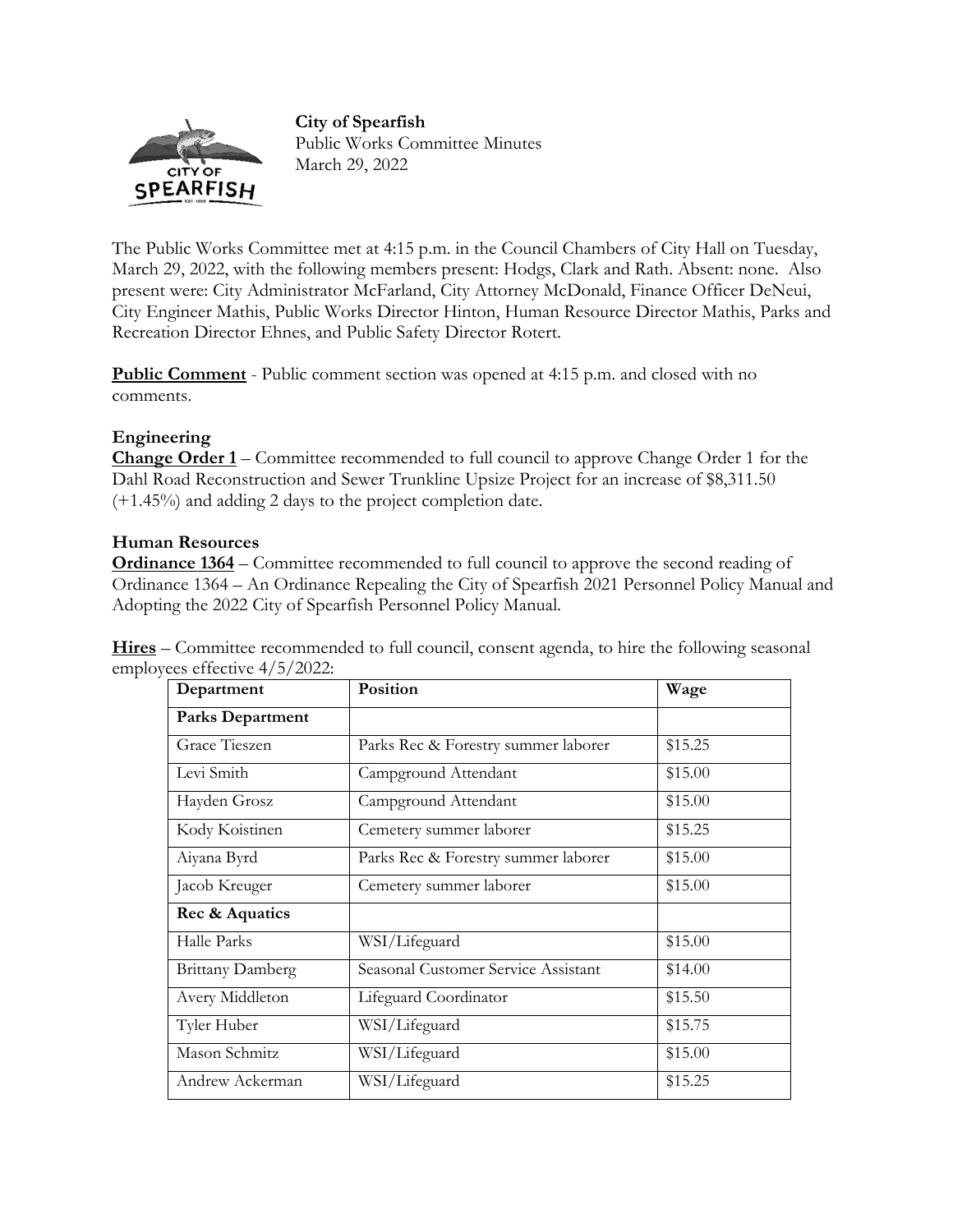**City of Spearfish**
Public Works Committee Minutes
March 29, 2022

The Public Works Committee met at 4:15 p.m. in the Council Chambers of City Hall on Tuesday, March 29, 2022, with the following members present: Hodgs, Clark and Rath. Absent: none. Also present were: City Administrator McFarland, City Attorney McDonald, Finance Officer DeNeui, City Engineer Mathis, Public Works Director Hinton, Human Resource Director Mathis, Parks and Recreation Director Ehnes, and Public Safety Director Rotert.

**Public Comment** - Public comment section was opened at 4:15 p.m. and closed with no comments.

**Engineering**

**Change Order 1** – Committee recommended to full council to approve Change Order 1 for the Dahl Road Reconstruction and Sewer Trunkline Upsize Project for an increase of $8,311.50 (+1.45%) and adding 2 days to the project completion date.

**Human Resources**

**Ordinance 1364** – Committee recommended to full council to approve the second reading of Ordinance 1364 – An Ordinance Repealing the City of Spearfish 2021 Personnel Policy Manual and Adopting the 2022 City of Spearfish Personnel Policy Manual.

**Hires** – Committee recommended to full council, consent agenda, to hire the following seasonal employees effective 4/5/2022:

| Department | Position | Wage |
|---|---|---|
| **Parks Department** | | |
| Grace Tieszen | Parks Rec & Forestry summer laborer | $15.25 |
| Levi Smith | Campground Attendant | $15.00 |
| Hayden Grosz | Campground Attendant | $15.00 |
| Kody Koistinen | Cemetery summer laborer | $15.25 |
| Aiyana Byrd | Parks Rec & Forestry summer laborer | $15.00 |
| Jacob Kreuger | Cemetery summer laborer | $15.00 |
| **Rec & Aquatics** | | |
| Halle Parks | WSI/Lifeguard | $15.00 |
| Brittany Damberg | Seasonal Customer Service Assistant | $14.00 |
| Avery Middleton | Lifeguard Coordinator | $15.50 |
| Tyler Huber | WSI/Lifeguard | $15.75 |
| Mason Schmitz | WSI/Lifeguard | $15.00 |
| Andrew Ackerman | WSI/Lifeguard | $15.25 |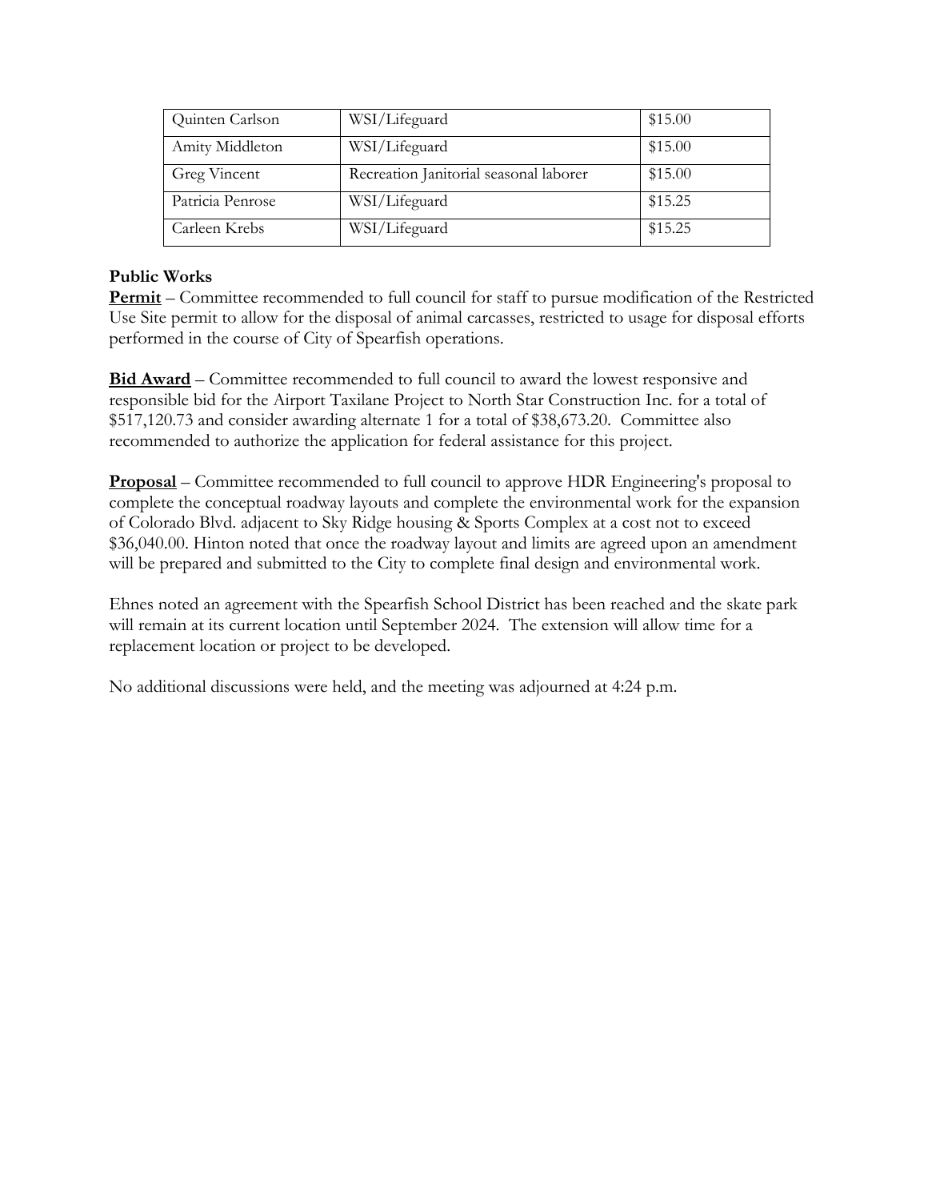| | | |
|---|---|---|
| Quinten Carlson | WSI/Lifeguard | $15.00 |
| Amity Middleton | WSI/Lifeguard | $15.00 |
| Greg Vincent | Recreation Janitorial seasonal laborer | $15.00 |
| Patricia Penrose | WSI/Lifeguard | $15.25 |
| Carleen Krebs | WSI/Lifeguard | $15.25 |

**Public Works**

**Permit** – Committee recommended to full council for staff to pursue modification of the Restricted Use Site permit to allow for the disposal of animal carcasses, restricted to usage for disposal efforts performed in the course of City of Spearfish operations.

**Bid Award** – Committee recommended to full council to award the lowest responsive and responsible bid for the Airport Taxilane Project to North Star Construction Inc. for a total of $517,120.73 and consider awarding alternate 1 for a total of $38,673.20. Committee also recommended to authorize the application for federal assistance for this project.

**Proposal** – Committee recommended to full council to approve HDR Engineering's proposal to complete the conceptual roadway layouts and complete the environmental work for the expansion of Colorado Blvd. adjacent to Sky Ridge housing & Sports Complex at a cost not to exceed $36,040.00. Hinton noted that once the roadway layout and limits are agreed upon an amendment will be prepared and submitted to the City to complete final design and environmental work.

Ehnes noted an agreement with the Spearfish School District has been reached and the skate park will remain at its current location until September 2024. The extension will allow time for a replacement location or project to be developed.

No additional discussions were held, and the meeting was adjourned at 4:24 p.m.